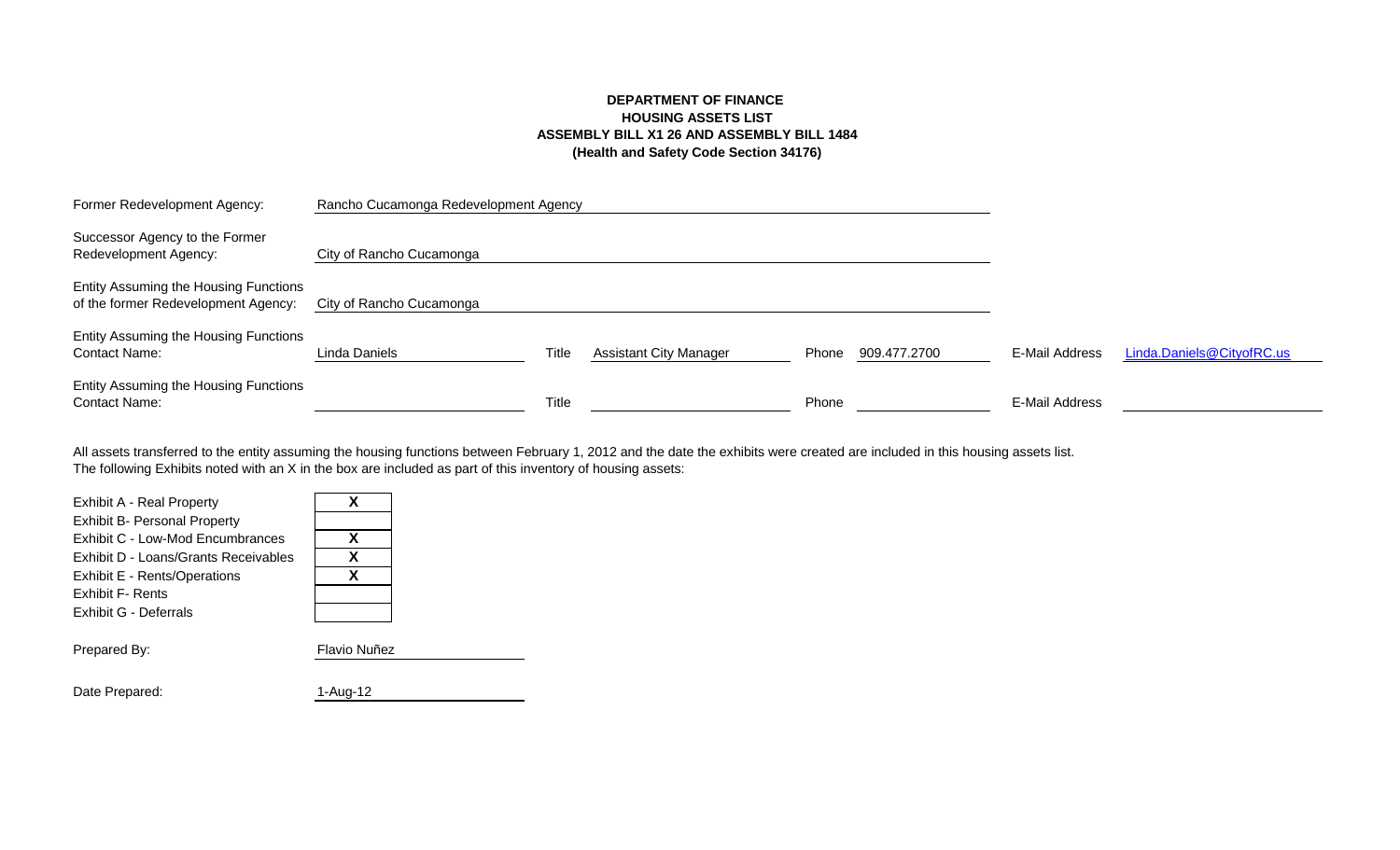**DEPARTMENT OF FINANCE**
**HOUSING ASSETS LIST**
**ASSEMBLY BILL X1 26 AND ASSEMBLY BILL 1484**
**(Health and Safety Code Section 34176)**

| | |
|---|---|
| Former Redevelopment Agency: | Rancho Cucamonga Redevelopment Agency |
| Successor Agency to the Former Redevelopment Agency: | City of Rancho Cucamonga |
| Entity Assuming the Housing Functions of the former Redevelopment Agency: | City of Rancho Cucamonga |

| | | | | | | | |
|---|---|---|---|---|---|---|---|
| Entity Assuming the Housing Functions Contact Name: | Linda Daniels | Title | Assistant City Manager | Phone | 909.477.2700 | E-Mail Address | Linda.Daniels@CityofRC.us |
| Entity Assuming the Housing Functions Contact Name: | | Title | | Phone | | E-Mail Address | |

All assets transferred to the entity assuming the housing functions between February 1, 2012 and the date the exhibits were created are included in this housing assets list.
The following Exhibits noted with an X in the box are included as part of this inventory of housing assets:

| Exhibit | Included |
|---|---|
| Exhibit A - Real Property | X |
| Exhibit B- Personal Property | |
| Exhibit C - Low-Mod Encumbrances | X |
| Exhibit D - Loans/Grants Receivables | X |
| Exhibit E - Rents/Operations | X |
| Exhibit F- Rents | |
| Exhibit G - Deferrals | |

Prepared By: Flavio Nuñez

Date Prepared: 1-Aug-12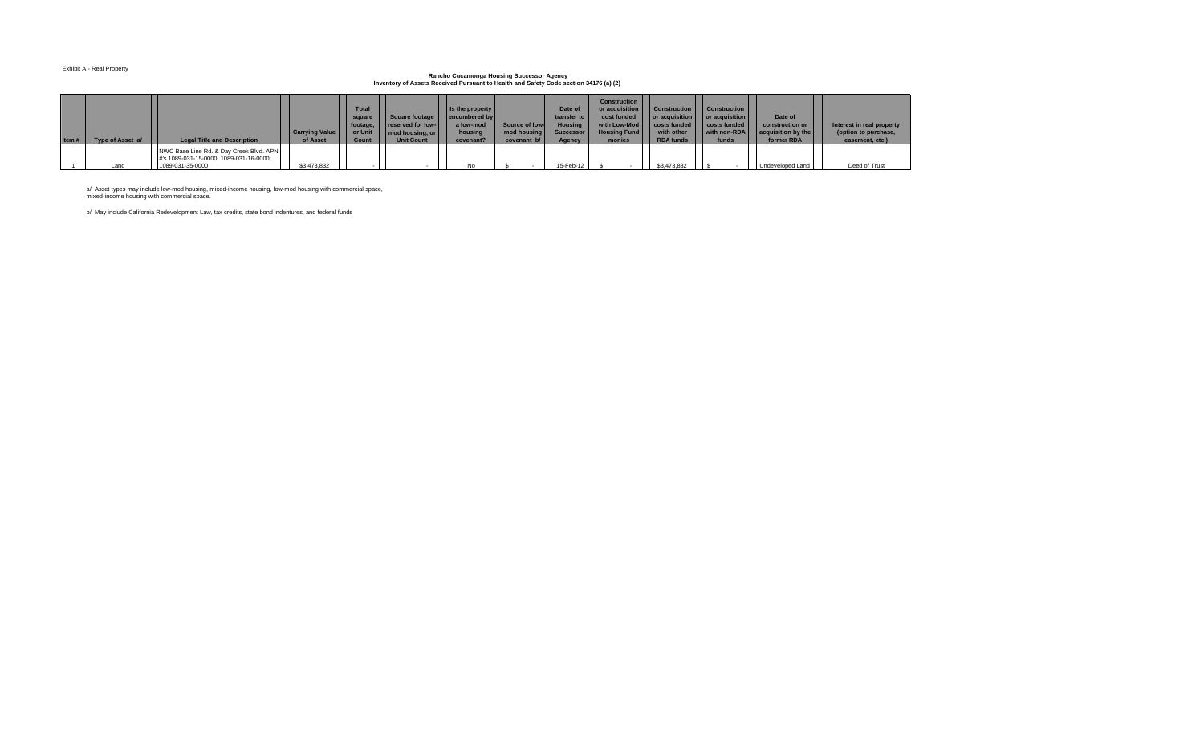Exhibit A - Real Property

**Rancho Cucamonga Housing Successor Agency**
**Inventory of Assets Received Pursuant to Health and Safety Code section 34176 (a) (2)**

| Item # | Type of Asset a/ | Legal Title and Description | Carrying Value of Asset | Total square footage, or Unit Count | Square footage reserved for low-mod housing, or Unit Count | Is the property encumbered by a low-mod housing covenant? | Source of low-mod housing covenant b/ | Date of transfer to Housing Successor Agency | Construction or acquisition cost funded with Low-Mod Housing Fund monies | Construction or acquisition costs funded with other RDA funds | Construction or acquisition costs funded with non-RDA funds | Date of construction or acquisition by the former RDA | Interest in real property (option to purchase, easement, etc.) |
|---|---|---|---|---|---|---|---|---|---|---|---|---|---|
| 1 | Land | NWC Base Line Rd. & Day Creek Blvd. APN #'s 1089-031-15-0000; 1089-031-16-0000; 1089-031-35-0000 | $3,473,832 | - | - | No | $ - | 15-Feb-12 | $ - | $3,473,832 | $ - | Undeveloped Land | Deed of Trust |

a/ Asset types may include low-mod housing, mixed-income housing, low-mod housing with commercial space, mixed-income housing with commercial space.

b/ May include California Redevelopment Law, tax credits, state bond indentures, and federal funds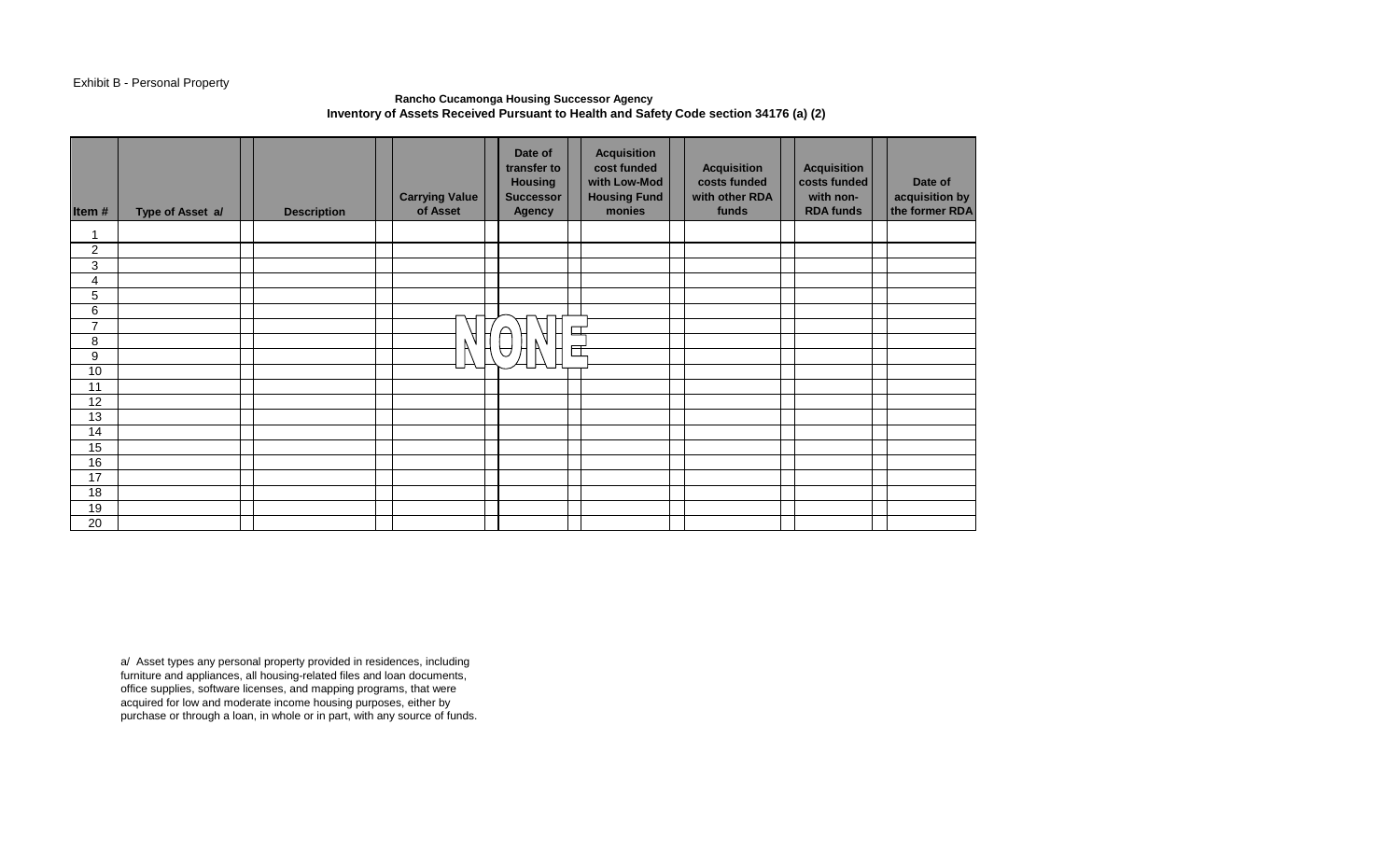Exhibit B - Personal Property

**Rancho Cucamonga Housing Successor Agency**
**Inventory of Assets Received Pursuant to Health and Safety Code section 34176 (a) (2)**

| Item # | Type of Asset a/ | Description | Carrying Value of Asset | Date of transfer to Housing Successor Agency | Acquisition cost funded with Low-Mod Housing Fund monies | Acquisition costs funded with other RDA funds | Acquisition costs funded with non-RDA funds | Date of acquisition by the former RDA |
|---|---|---|---|---|---|---|---|---|
| 1 | | | | | | | | |
| 2 | | | | | | | | |
| 3 | | | | | | | | |
| 4 | | | | | | | | |
| 5 | | | | | | | | |
| 6 | | | | | | | | |
| 7 | | | | | | | | |
| 8 | | | | | | | | |
| 9 | | | | | | | | |
| 10 | | | | | | | | |
| 11 | | | | | | | | |
| 12 | | | | | | | | |
| 13 | | | | | | | | |
| 14 | | | | | | | | |
| 15 | | | | | | | | |
| 16 | | | | | | | | |
| 17 | | | | | | | | |
| 18 | | | | | | | | |
| 19 | | | | | | | | |
| 20 | | | | | | | | |

NONE

a/ Asset types any personal property provided in residences, including furniture and appliances, all housing-related files and loan documents, office supplies, software licenses, and mapping programs, that were acquired for low and moderate income housing purposes, either by purchase or through a loan, in whole or in part, with any source of funds.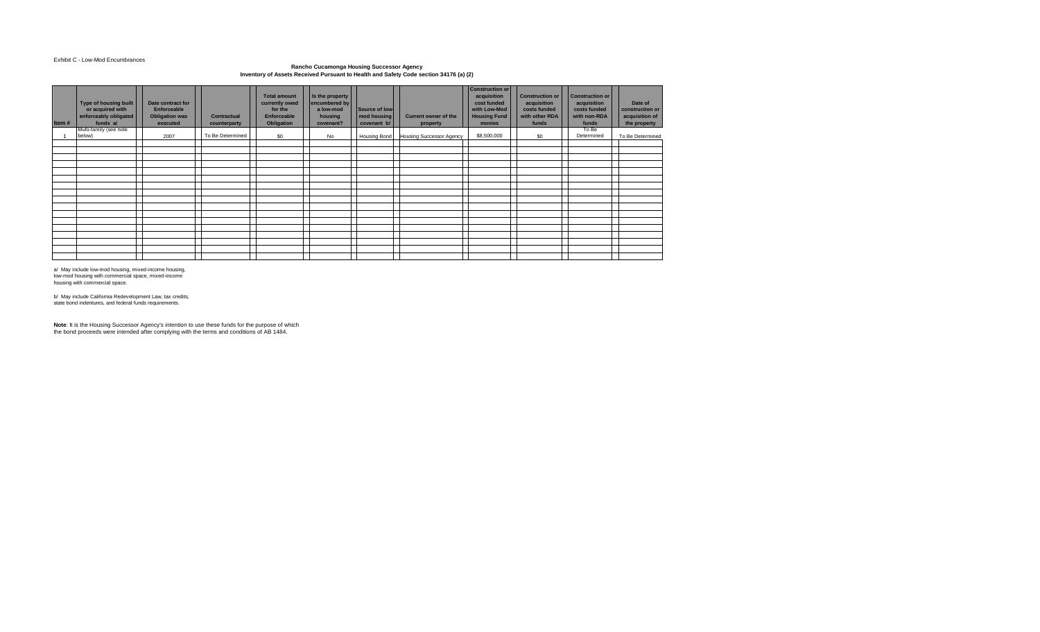Exhibit C - Low-Mod Encumbrances

**Rancho Cucamonga Housing Successor Agency**
**Inventory of Assets Received Pursuant to Health and Safety Code section 34176 (a) (2)**

| Item # | Type of housing built or acquired with enforceably obligated funds a/ | Date contract for Enforceable Obligation was executed | Contractual counterparty | Total amount currently owed for the Enforceable Obligation | Is the property encumbered by a low-mod housing covenant? | Source of low-mod housing covenant b/ | Current owner of the property | Construction or acquisition cost funded with Low-Mod Housing Fund monies | Construction or acquisition costs funded with other RDA funds | Construction or acquisition costs funded with non-RDA funds | Date of construction or acquisition of the property |
|---|---|---|---|---|---|---|---|---|---|---|---|
| 1 | Multi-family (see note below) | 2007 | To Be Determined | $0 | No | Housing Bond | Housing Successor Agency | $8,500,000 | $0 | To Be Determined | To Be Determined |
| | | | | | | | | | | | |
| | | | | | | | | | | | |
| | | | | | | | | | | | |
| | | | | | | | | | | | |
| | | | | | | | | | | | |
| | | | | | | | | | | | |
| | | | | | | | | | | | |
| | | | | | | | | | | | |
| | | | | | | | | | | | |
| | | | | | | | | | | | |
| | | | | | | | | | | | |
| | | | | | | | | | | | |
| | | | | | | | | | | | |
| | | | | | | | | | | | |
| | | | | | | | | | | | |
| | | | | | | | | | | | |
| | | | | | | | | | | | |
| | | | | | | | | | | | |

a/ May include low-mod housing, mixed-income housing, low-mod housing with commercial space, mixed-income housing with commercial space.

b/ May include California Redevelopment Law, tax credits, state bond indentures, and federal funds requirements.

**Note**: It is the Housing Successor Agency's intention to use these funds for the purpose of which the bond proceeds were intended after complying with the terms and conditions of AB 1484.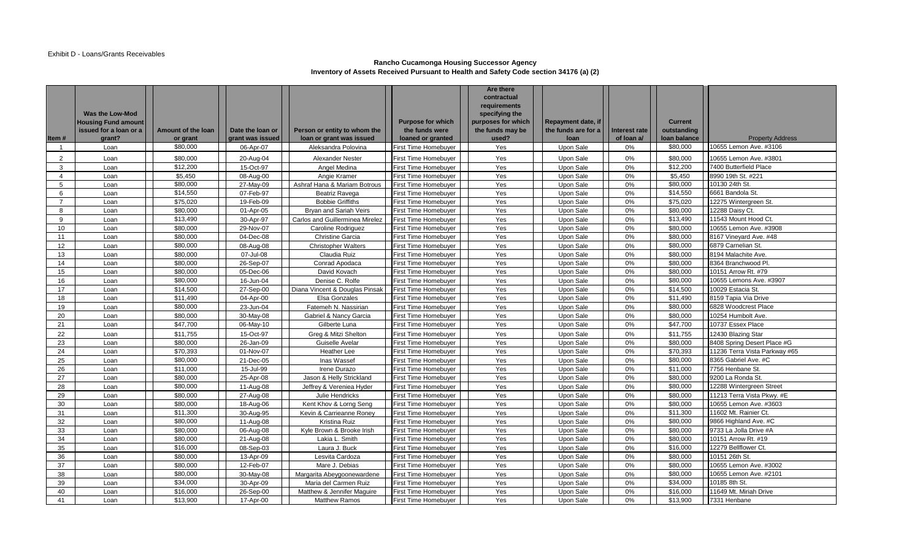Exhibit D - Loans/Grants Receivables

**Rancho Cucamonga Housing Successor Agency**
**Inventory of Assets Received Pursuant to Health and Safety Code section 34176 (a) (2)**

| Item # | Was the Low-Mod Housing Fund amount issued for a loan or a grant? | Amount of the loan or grant | Date the loan or grant was issued | Person or entity to whom the loan or grant was issued | Purpose for which the funds were loaned or granted | Are there contractual requirements specifying the purposes for which the funds may be used? | Repayment date, if the funds are for a loan | Interest rate of loan a/ | Current outstanding loan balance | Property Address |
|---|---|---|---|---|---|---|---|---|---|---|
| 1 | Loan | $80,000 | 06-Apr-07 | Aleksandra Polovina | First Time Homebuyer | Yes | Upon Sale | 0% | $80,000 | 10655 Lemon Ave. #3106 |
| 2 | Loan | $80,000 | 20-Aug-04 | Alexander Nester | First Time Homebuyer | Yes | Upon Sale | 0% | $80,000 | 10655 Lemon Ave. #3801 |
| 3 | Loan | $12,200 | 15-Oct-97 | Angel Medina | First Time Homebuyer | Yes | Upon Sale | 0% | $12,200 | 7400 Butterfield Place |
| 4 | Loan | $5,450 | 08-Aug-00 | Angie Kramer | First Time Homebuyer | Yes | Upon Sale | 0% | $5,450 | 8990 19th St. #221 |
| 5 | Loan | $80,000 | 27-May-09 | Ashraf Hana & Mariam Botrous | First Time Homebuyer | Yes | Upon Sale | 0% | $80,000 | 10130 24th St. |
| 6 | Loan | $14,550 | 07-Feb-97 | Beatriz Ravega | First Time Homebuyer | Yes | Upon Sale | 0% | $14,550 | 6661 Bandola St. |
| 7 | Loan | $75,020 | 19-Feb-09 | Bobbie Griffiths | First Time Homebuyer | Yes | Upon Sale | 0% | $75,020 | 12275 Wintergreen St. |
| 8 | Loan | $80,000 | 01-Apr-05 | Bryan and Sariah Veirs | First Time Homebuyer | Yes | Upon Sale | 0% | $80,000 | 12288 Daisy Ct. |
| 9 | Loan | $13,490 | 30-Apr-97 | Carlos and Guillerminea Mirelez | First Time Homebuyer | Yes | Upon Sale | 0% | $13,490 | 11543 Mount Hood Ct. |
| 10 | Loan | $80,000 | 29-Nov-07 | Caroline Rodriguez | First Time Homebuyer | Yes | Upon Sale | 0% | $80,000 | 10655 Lemon Ave. #3908 |
| 11 | Loan | $80,000 | 04-Dec-08 | Christine Garcia | First Time Homebuyer | Yes | Upon Sale | 0% | $80,000 | 8167 Vineyard Ave. #48 |
| 12 | Loan | $80,000 | 08-Aug-08 | Christopher Walters | First Time Homebuyer | Yes | Upon Sale | 0% | $80,000 | 6879 Carnelian St. |
| 13 | Loan | $80,000 | 07-Jul-08 | Claudia Ruiz | First Time Homebuyer | Yes | Upon Sale | 0% | $80,000 | 8194 Malachite Ave. |
| 14 | Loan | $80,000 | 26-Sep-07 | Conrad Apodaca | First Time Homebuyer | Yes | Upon Sale | 0% | $80,000 | 8364 Branchwood Pl. |
| 15 | Loan | $80,000 | 05-Dec-06 | David Kovach | First Time Homebuyer | Yes | Upon Sale | 0% | $80,000 | 10151 Arrow Rt. #79 |
| 16 | Loan | $80,000 | 16-Jun-04 | Denise C. Rolfe | First Time Homebuyer | Yes | Upon Sale | 0% | $80,000 | 10655 Lemons Ave. #3907 |
| 17 | Loan | $14,500 | 27-Sep-00 | Diana Vincent & Douglas Pinsak | First Time Homebuyer | Yes | Upon Sale | 0% | $14,500 | 10029 Estacia St. |
| 18 | Loan | $11,490 | 04-Apr-00 | Elsa Gonzales | First Time Homebuyer | Yes | Upon Sale | 0% | $11,490 | 8159 Tapia Via Drive |
| 19 | Loan | $80,000 | 23-Jun-04 | Fatemeh N. Nassirian | First Time Homebuyer | Yes | Upon Sale | 0% | $80,000 | 6828 Woodcrest Place |
| 20 | Loan | $80,000 | 30-May-08 | Gabriel & Nancy Garcia | First Time Homebuyer | Yes | Upon Sale | 0% | $80,000 | 10254 Humbolt Ave. |
| 21 | Loan | $47,700 | 06-May-10 | Gilberte Luna | First Time Homebuyer | Yes | Upon Sale | 0% | $47,700 | 10737 Essex Place |
| 22 | Loan | $11,755 | 15-Oct-97 | Greg & Mitzi Shelton | First Time Homebuyer | Yes | Upon Sale | 0% | $11,755 | 12430 Blazing Star |
| 23 | Loan | $80,000 | 26-Jan-09 | Guiselle Avelar | First Time Homebuyer | Yes | Upon Sale | 0% | $80,000 | 8408 Spring Desert Place #G |
| 24 | Loan | $70,393 | 01-Nov-07 | Heather Lee | First Time Homebuyer | Yes | Upon Sale | 0% | $70,393 | 11236 Terra Vista Parkway #65 |
| 25 | Loan | $80,000 | 21-Dec-05 | Inas Wassef | First Time Homebuyer | Yes | Upon Sale | 0% | $80,000 | 8365 Gabriel Ave. #C |
| 26 | Loan | $11,000 | 15-Jul-99 | Irene Durazo | First Time Homebuyer | Yes | Upon Sale | 0% | $11,000 | 7756 Henbane St. |
| 27 | Loan | $80,000 | 25-Apr-08 | Jason & Helly Strickland | First Time Homebuyer | Yes | Upon Sale | 0% | $80,000 | 9200 La Ronda St. |
| 28 | Loan | $80,000 | 11-Aug-08 | Jeffrey & Vereniea Hyder | First Time Homebuyer | Yes | Upon Sale | 0% | $80,000 | 12288 Wintergreen Street |
| 29 | Loan | $80,000 | 27-Aug-08 | Julie Hendricks | First Time Homebuyer | Yes | Upon Sale | 0% | $80,000 | 11213 Terra Vista Pkwy. #E |
| 30 | Loan | $80,000 | 18-Aug-06 | Kent Khov & Lorng Seng | First Time Homebuyer | Yes | Upon Sale | 0% | $80,000 | 10655 Lemon Ave. #3603 |
| 31 | Loan | $11,300 | 30-Aug-95 | Kevin & Carrieanne Roney | First Time Homebuyer | Yes | Upon Sale | 0% | $11,300 | 11602 Mt. Rainier Ct. |
| 32 | Loan | $80,000 | 11-Aug-08 | Kristina Ruiz | First Time Homebuyer | Yes | Upon Sale | 0% | $80,000 | 9866 Highland Ave. #C |
| 33 | Loan | $80,000 | 06-Aug-08 | Kyle Brown & Brooke Irish | First Time Homebuyer | Yes | Upon Sale | 0% | $80,000 | 9733 La Jolla Drive #A |
| 34 | Loan | $80,000 | 21-Aug-08 | Lakia L. Smith | First Time Homebuyer | Yes | Upon Sale | 0% | $80,000 | 10151 Arrow Rt. #19 |
| 35 | Loan | $16,000 | 08-Sep-03 | Laura J. Buck | First Time Homebuyer | Yes | Upon Sale | 0% | $16,000 | 12279 Bellflower Ct. |
| 36 | Loan | $80,000 | 13-Apr-09 | Lesvita Cardoza | First Time Homebuyer | Yes | Upon Sale | 0% | $80,000 | 10151 26th St. |
| 37 | Loan | $80,000 | 12-Feb-07 | Mare J. Debias | First Time Homebuyer | Yes | Upon Sale | 0% | $80,000 | 10655 Lemon Ave. #3002 |
| 38 | Loan | $80,000 | 30-May-08 | Margarita Abeygoonewardene | First Time Homebuyer | Yes | Upon Sale | 0% | $80,000 | 10655 Lemon Ave. #2101 |
| 39 | Loan | $34,000 | 30-Apr-09 | Maria del Carmen Ruiz | First Time Homebuyer | Yes | Upon Sale | 0% | $34,000 | 10185 8th St. |
| 40 | Loan | $16,000 | 26-Sep-00 | Matthew & Jennifer Maguire | First Time Homebuyer | Yes | Upon Sale | 0% | $16,000 | 11649 Mt. Miriah Drive |
| 41 | Loan | $13,900 | 17-Apr-00 | Matthew Ramos | First Time Homebuyer | Yes | Upon Sale | 0% | $13,900 | 7331 Henbane |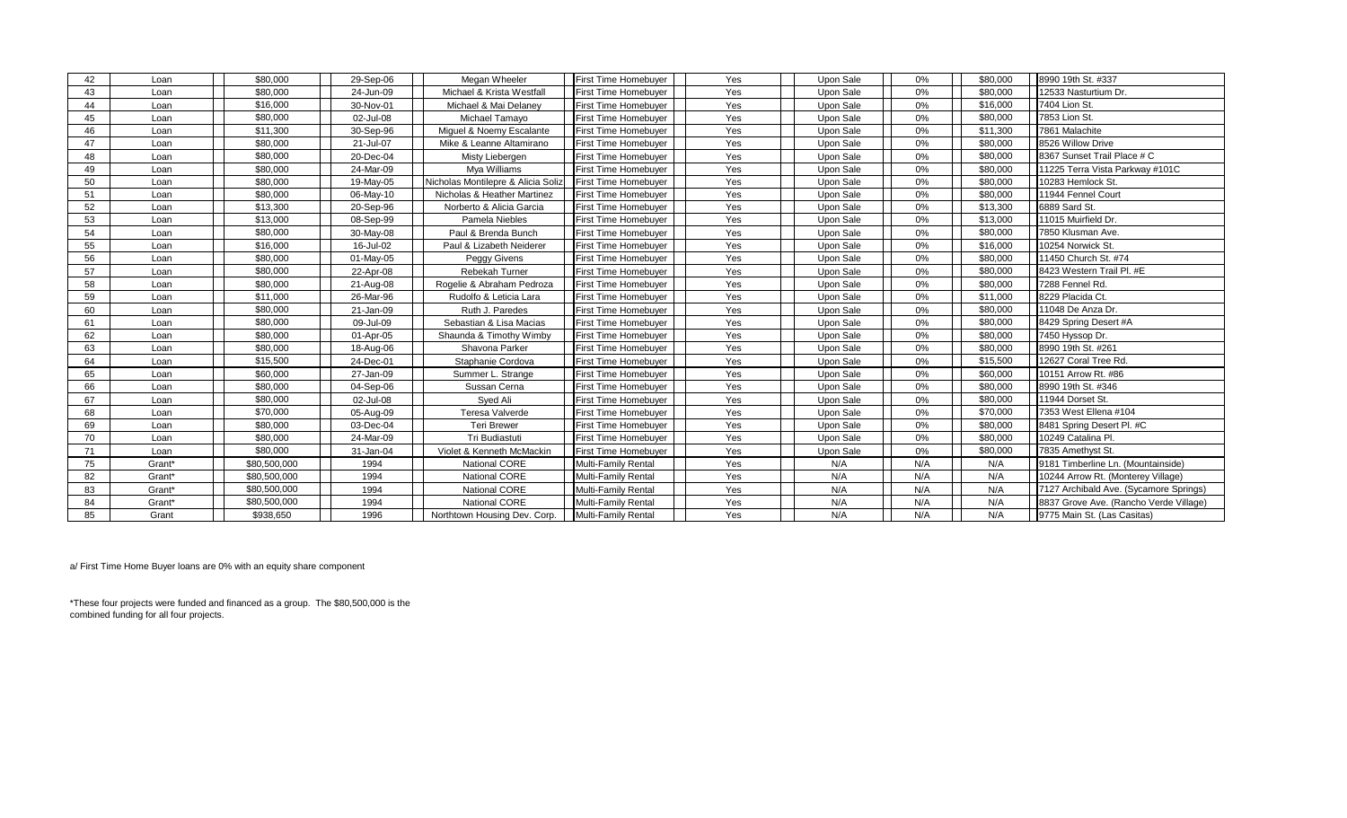| 42 | Loan | $80,000 | 29-Sep-06 | Megan Wheeler | First Time Homebuyer | Yes | Upon Sale | 0% | $80,000 | 8990 19th St. #337 |
|---|---|---|---|---|---|---|---|---|---|---|
| 43 | Loan | $80,000 | 24-Jun-09 | Michael & Krista Westfall | First Time Homebuyer | Yes | Upon Sale | 0% | $80,000 | 12533 Nasturtium Dr. |
| 44 | Loan | $16,000 | 30-Nov-01 | Michael & Mai Delaney | First Time Homebuyer | Yes | Upon Sale | 0% | $16,000 | 7404 Lion St. |
| 45 | Loan | $80,000 | 02-Jul-08 | Michael Tamayo | First Time Homebuyer | Yes | Upon Sale | 0% | $80,000 | 7853 Lion St. |
| 46 | Loan | $11,300 | 30-Sep-96 | Miguel & Noemy Escalante | First Time Homebuyer | Yes | Upon Sale | 0% | $11,300 | 7861 Malachite |
| 47 | Loan | $80,000 | 21-Jul-07 | Mike & Leanne Altamirano | First Time Homebuyer | Yes | Upon Sale | 0% | $80,000 | 8526 Willow Drive |
| 48 | Loan | $80,000 | 20-Dec-04 | Misty Liebergen | First Time Homebuyer | Yes | Upon Sale | 0% | $80,000 | 8367 Sunset Trail Place # C |
| 49 | Loan | $80,000 | 24-Mar-09 | Mya Williams | First Time Homebuyer | Yes | Upon Sale | 0% | $80,000 | 11225 Terra Vista Parkway #101C |
| 50 | Loan | $80,000 | 19-May-05 | Nicholas Montilepre & Alicia Soliz | First Time Homebuyer | Yes | Upon Sale | 0% | $80,000 | 10283 Hemlock St. |
| 51 | Loan | $80,000 | 06-May-10 | Nicholas & Heather Martinez | First Time Homebuyer | Yes | Upon Sale | 0% | $80,000 | 11944 Fennel Court |
| 52 | Loan | $13,300 | 20-Sep-96 | Norberto & Alicia Garcia | First Time Homebuyer | Yes | Upon Sale | 0% | $13,300 | 6889 Sard St. |
| 53 | Loan | $13,000 | 08-Sep-99 | Pamela Niebles | First Time Homebuyer | Yes | Upon Sale | 0% | $13,000 | 11015 Muirfield Dr. |
| 54 | Loan | $80,000 | 30-May-08 | Paul & Brenda Bunch | First Time Homebuyer | Yes | Upon Sale | 0% | $80,000 | 7850 Klusman Ave. |
| 55 | Loan | $16,000 | 16-Jul-02 | Paul & Lizabeth Neiderer | First Time Homebuyer | Yes | Upon Sale | 0% | $16,000 | 10254 Norwick St. |
| 56 | Loan | $80,000 | 01-May-05 | Peggy Givens | First Time Homebuyer | Yes | Upon Sale | 0% | $80,000 | 11450 Church St. #74 |
| 57 | Loan | $80,000 | 22-Apr-08 | Rebekah Turner | First Time Homebuyer | Yes | Upon Sale | 0% | $80,000 | 8423 Western Trail Pl. #E |
| 58 | Loan | $80,000 | 21-Aug-08 | Rogelie & Abraham Pedroza | First Time Homebuyer | Yes | Upon Sale | 0% | $80,000 | 7288 Fennel Rd. |
| 59 | Loan | $11,000 | 26-Mar-96 | Rudolfo & Leticia Lara | First Time Homebuyer | Yes | Upon Sale | 0% | $11,000 | 8229 Placida Ct. |
| 60 | Loan | $80,000 | 21-Jan-09 | Ruth J. Paredes | First Time Homebuyer | Yes | Upon Sale | 0% | $80,000 | 11048 De Anza Dr. |
| 61 | Loan | $80,000 | 09-Jul-09 | Sebastian & Lisa Macias | First Time Homebuyer | Yes | Upon Sale | 0% | $80,000 | 8429 Spring Desert #A |
| 62 | Loan | $80,000 | 01-Apr-05 | Shaunda & Timothy Wimby | First Time Homebuyer | Yes | Upon Sale | 0% | $80,000 | 7450 Hyssop Dr. |
| 63 | Loan | $80,000 | 18-Aug-06 | Shavona Parker | First Time Homebuyer | Yes | Upon Sale | 0% | $80,000 | 8990 19th St. #261 |
| 64 | Loan | $15,500 | 24-Dec-01 | Staphanie Cordova | First Time Homebuyer | Yes | Upon Sale | 0% | $15,500 | 12627 Coral Tree Rd. |
| 65 | Loan | $60,000 | 27-Jan-09 | Summer L. Strange | First Time Homebuyer | Yes | Upon Sale | 0% | $60,000 | 10151 Arrow Rt. #86 |
| 66 | Loan | $80,000 | 04-Sep-06 | Sussan Cerna | First Time Homebuyer | Yes | Upon Sale | 0% | $80,000 | 8990 19th St. #346 |
| 67 | Loan | $80,000 | 02-Jul-08 | Syed Ali | First Time Homebuyer | Yes | Upon Sale | 0% | $80,000 | 11944 Dorset St. |
| 68 | Loan | $70,000 | 05-Aug-09 | Teresa Valverde | First Time Homebuyer | Yes | Upon Sale | 0% | $70,000 | 7353 West Ellena #104 |
| 69 | Loan | $80,000 | 03-Dec-04 | Teri Brewer | First Time Homebuyer | Yes | Upon Sale | 0% | $80,000 | 8481 Spring Desert Pl. #C |
| 70 | Loan | $80,000 | 24-Mar-09 | Tri Budiastuti | First Time Homebuyer | Yes | Upon Sale | 0% | $80,000 | 10249 Catalina Pl. |
| 71 | Loan | $80,000 | 31-Jan-04 | Violet & Kenneth McMackin | First Time Homebuyer | Yes | Upon Sale | 0% | $80,000 | 7835 Amethyst St. |
| 75 | Grant* | $80,500,000 | 1994 | National CORE | Multi-Family Rental | Yes | N/A | N/A | N/A | 9181 Timberline Ln. (Mountainside) |
| 82 | Grant* | $80,500,000 | 1994 | National CORE | Multi-Family Rental | Yes | N/A | N/A | N/A | 10244 Arrow Rt. (Monterey Village) |
| 83 | Grant* | $80,500,000 | 1994 | National CORE | Multi-Family Rental | Yes | N/A | N/A | N/A | 7127 Archibald Ave. (Sycamore Springs) |
| 84 | Grant* | $80,500,000 | 1994 | National CORE | Multi-Family Rental | Yes | N/A | N/A | N/A | 8837 Grove Ave. (Rancho Verde Village) |
| 85 | Grant | $938,650 | 1996 | Northtown Housing Dev. Corp. | Multi-Family Rental | Yes | N/A | N/A | N/A | 9775 Main St. (Las Casitas) |

a/ First Time Home Buyer loans are 0% with an equity share component

*These four projects were funded and financed as a group. The $80,500,000 is the combined funding for all four projects.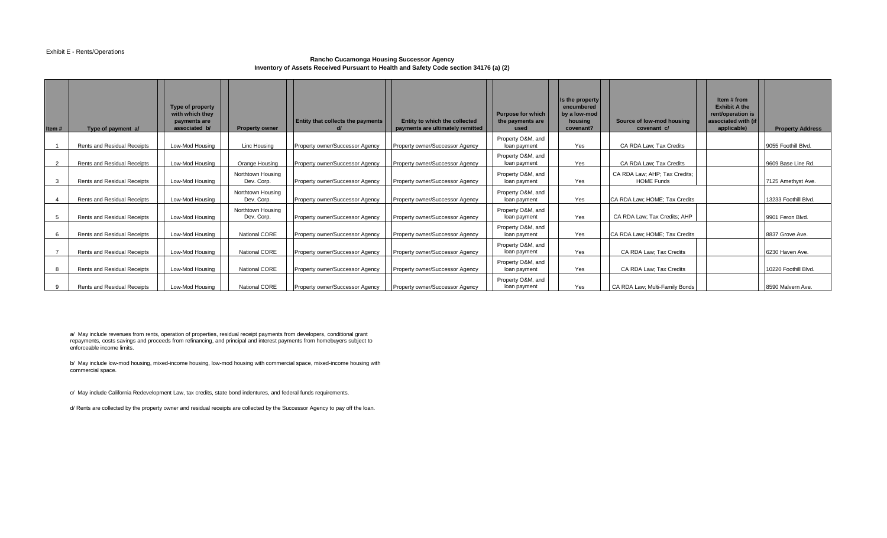Exhibit E - Rents/Operations

**Rancho Cucamonga Housing Successor Agency**
**Inventory of Assets Received Pursuant to Health and Safety Code section 34176 (a) (2)**

| Item # | Type of payment a/ | Type of property with which they payments are associated b/ | Property owner | Entity that collects the payments d/ | Entity to which the collected payments are ultimately remitted | Purpose for which the payments are used | Is the property encumbered by a low-mod housing covenant? | Source of low-mod housing covenant c/ | Item # from Exhibit A the rent/operation is associated with (if applicable) | Property Address |
|---|---|---|---|---|---|---|---|---|---|---|
| 1 | Rents and Residual Receipts | Low-Mod Housing | Linc Housing | Property owner/Successor Agency | Property owner/Successor Agency | Property O&M, and loan payment | Yes | CA RDA Law; Tax Credits | | 9055 Foothill Blvd. |
| 2 | Rents and Residual Receipts | Low-Mod Housing | Orange Housing | Property owner/Successor Agency | Property owner/Successor Agency | Property O&M, and loan payment | Yes | CA RDA Law; Tax Credits | | 9609 Base Line Rd. |
| 3 | Rents and Residual Receipts | Low-Mod Housing | Northtown Housing Dev. Corp. | Property owner/Successor Agency | Property owner/Successor Agency | Property O&M, and loan payment | Yes | CA RDA Law; AHP; Tax Credits; HOME Funds | | 7125 Amethyst Ave. |
| 4 | Rents and Residual Receipts | Low-Mod Housing | Northtown Housing Dev. Corp. | Property owner/Successor Agency | Property owner/Successor Agency | Property O&M, and loan payment | Yes | CA RDA Law; HOME; Tax Credits | | 13233 Foothill Blvd. |
| 5 | Rents and Residual Receipts | Low-Mod Housing | Northtown Housing Dev. Corp. | Property owner/Successor Agency | Property owner/Successor Agency | Property O&M, and loan payment | Yes | CA RDA Law; Tax Credits; AHP | | 9901 Feron Blvd. |
| 6 | Rents and Residual Receipts | Low-Mod Housing | National CORE | Property owner/Successor Agency | Property owner/Successor Agency | Property O&M, and loan payment | Yes | CA RDA Law; HOME; Tax Credits | | 8837 Grove Ave. |
| 7 | Rents and Residual Receipts | Low-Mod Housing | National CORE | Property owner/Successor Agency | Property owner/Successor Agency | Property O&M, and loan payment | Yes | CA RDA Law; Tax Credits | | 6230 Haven Ave. |
| 8 | Rents and Residual Receipts | Low-Mod Housing | National CORE | Property owner/Successor Agency | Property owner/Successor Agency | Property O&M, and loan payment | Yes | CA RDA Law; Tax Credits | | 10220 Foothill Blvd. |
| 9 | Rents and Residual Receipts | Low-Mod Housing | National CORE | Property owner/Successor Agency | Property owner/Successor Agency | Property O&M, and loan payment | Yes | CA RDA Law; Multi-Family Bonds | | 8590 Malvern Ave. |

a/ May include revenues from rents, operation of properties, residual receipt payments from developers, conditional grant repayments, costs savings and proceeds from refinancing, and principal and interest payments from homebuyers subject to enforceable income limits.

b/ May include low-mod housing, mixed-income housing, low-mod housing with commercial space, mixed-income housing with commercial space.

c/ May include California Redevelopment Law, tax credits, state bond indentures, and federal funds requirements.

d/ Rents are collected by the property owner and residual receipts are collected by the Successor Agency to pay off the loan.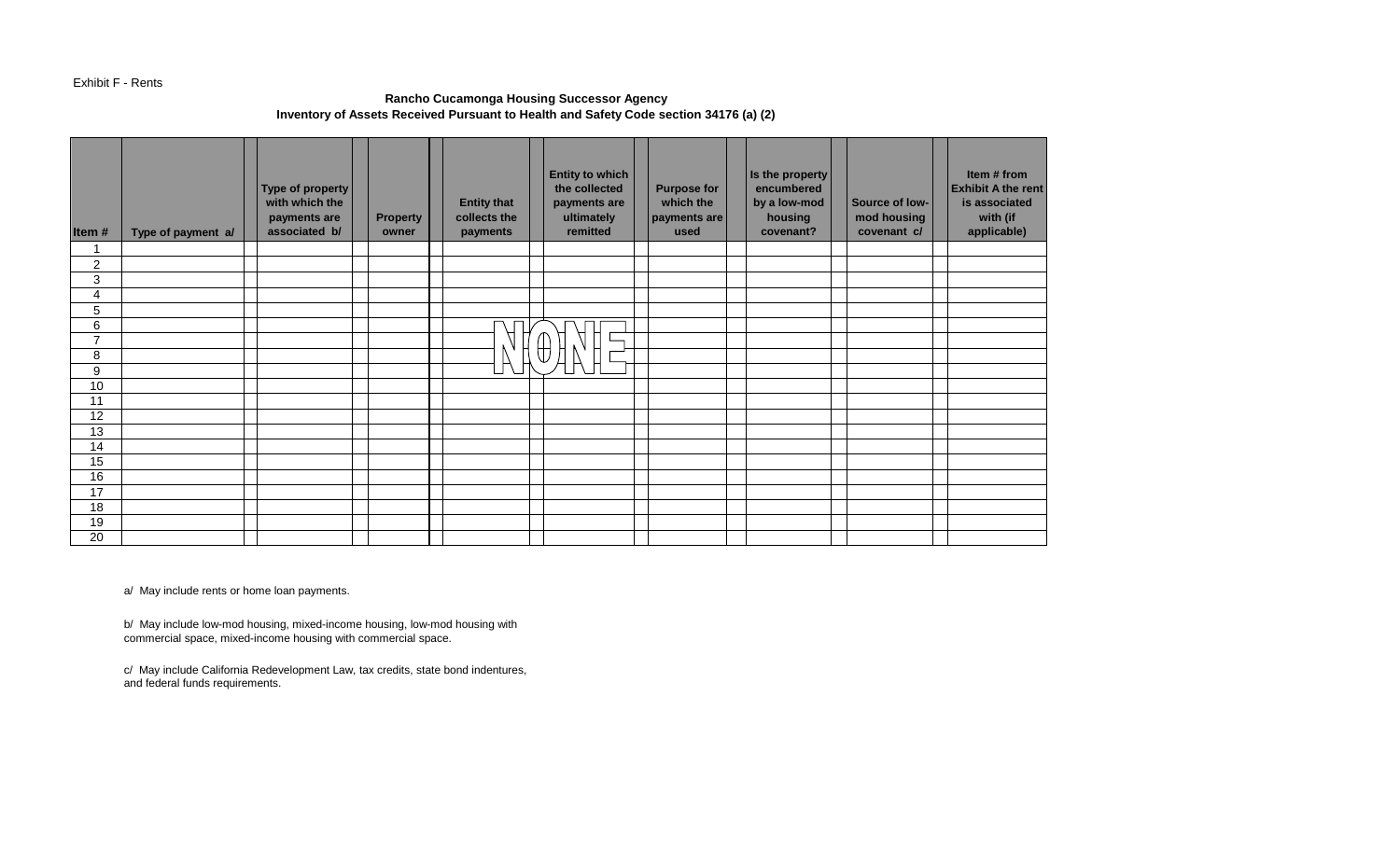Exhibit F - Rents

**Rancho Cucamonga Housing Successor Agency**
**Inventory of Assets Received Pursuant to Health and Safety Code section 34176 (a) (2)**

| Item # | Type of payment a/ | Type of property with which the payments are associated b/ | Property owner | Entity that collects the payments | Entity to which the collected payments are ultimately remitted | Purpose for which the payments are used | Is the property encumbered by a low-mod housing covenant? | Source of low-mod housing covenant c/ | Item # from Exhibit A the rent is associated with (if applicable) |
|---|---|---|---|---|---|---|---|---|---|
| 1 | | | | | | | | | |
| 2 | | | | | | | | | |
| 3 | | | | | | | | | |
| 4 | | | | | | | | | |
| 5 | | | | | | | | | |
| 6 | | | | NONE | | | | | |
| 7 | | | | | | | | | |
| 8 | | | | | | | | | |
| 9 | | | | | | | | | |
| 10 | | | | | | | | | |
| 11 | | | | | | | | | |
| 12 | | | | | | | | | |
| 13 | | | | | | | | | |
| 14 | | | | | | | | | |
| 15 | | | | | | | | | |
| 16 | | | | | | | | | |
| 17 | | | | | | | | | |
| 18 | | | | | | | | | |
| 19 | | | | | | | | | |
| 20 | | | | | | | | | |

a/ May include rents or home loan payments.

b/ May include low-mod housing, mixed-income housing, low-mod housing with commercial space, mixed-income housing with commercial space.

c/ May include California Redevelopment Law, tax credits, state bond indentures, and federal funds requirements.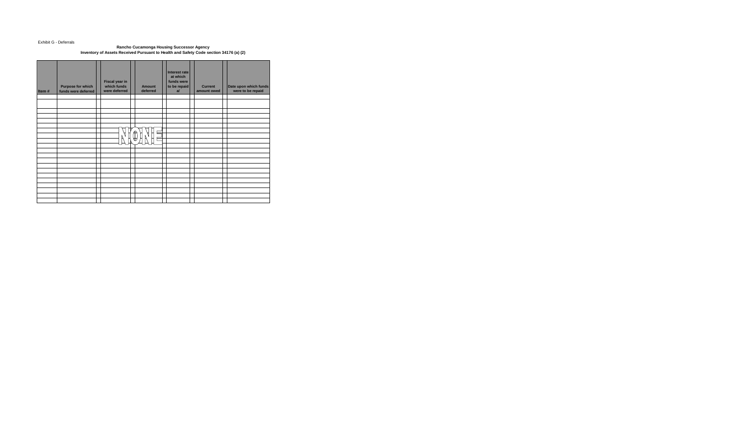Exhibit G - Deferrals

**Rancho Cucamonga Housing Successor Agency**
**Inventory of Assets Received Pursuant to Health and Safety Code section 34176 (a) (2)**

| Item # | Purpose for which funds were deferred | Fiscal year in which funds were deferred | Amount deferred | Interest rate at which funds were to be repaid a/ | Current amount owed | Date upon which funds were to be repaid |
|---|---|---|---|---|---|---|
| | | NONE | | | | |